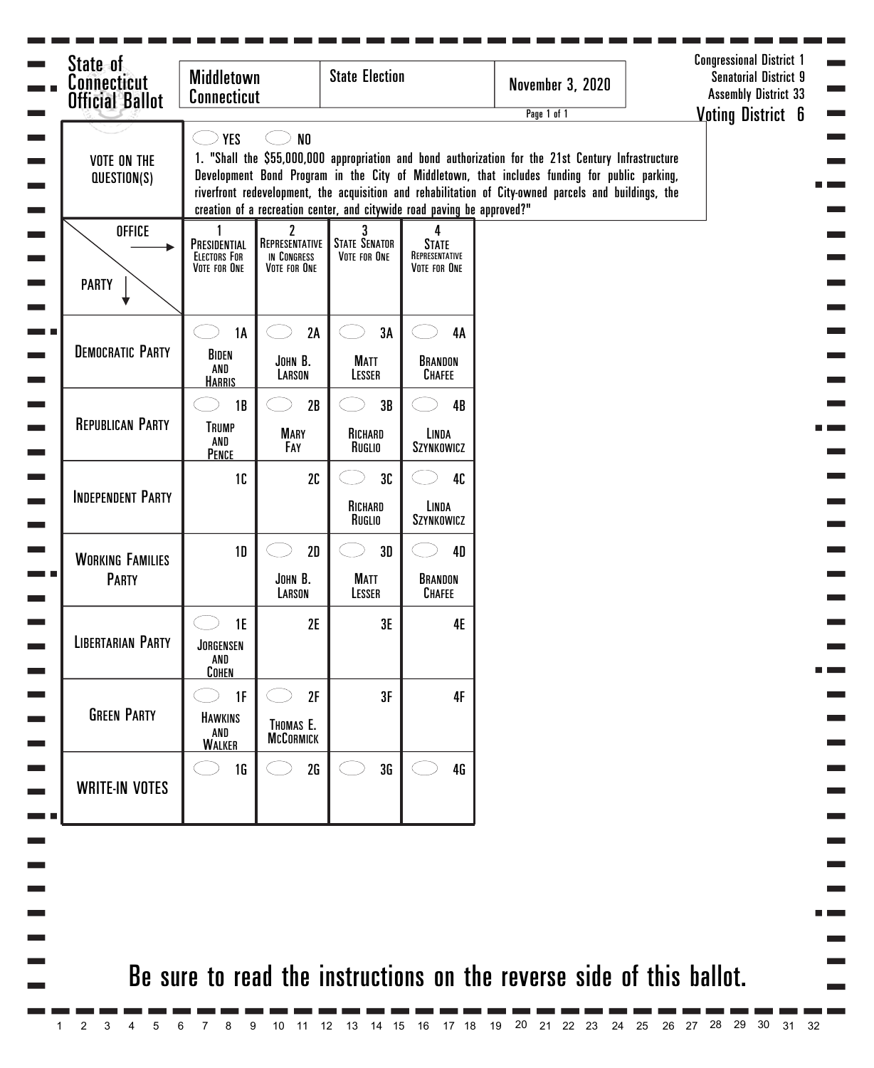State of Connecticut Official Ballot

| Middletown Connecticut | State Election | November 3, 2020 |
|---|---|---|

Congressional District 1
Senatorial District 9
Assembly District 33
Voting District 6

**VOTE ON THE QUESTION(S)**

YES NO

1. "Shall the $55,000,000 appropriation and bond authorization for the 21st Century Infrastructure Development Bond Program in the City of Middletown, that includes funding for public parking, riverfront redevelopment, the acquisition and rehabilitation of City-owned parcels and buildings, the creation of a recreation center, and citywide road paving be approved?"

| OFFICE → / PARTY ↓ | 1 Presidential Electors For Vote for One | 2 Representative in Congress Vote for One | 3 State Senator Vote for One | 4 State Representative Vote for One |
|---|---|---|---|---|
| Democratic Party | 1A Biden and Harris | 2A John B. Larson | 3A Matt Lesser | 4A Brandon Chafee |
| Republican Party | 1B Trump and Pence | 2B Mary Fay | 3B Richard Ruglio | 4B Linda Szynkowicz |
| Independent Party | 1C | 2C | 3C Richard Ruglio | 4C Linda Szynkowicz |
| Working Families Party | 1D | 2D John B. Larson | 3D Matt Lesser | 4D Brandon Chafee |
| Libertarian Party | 1E Jorgensen and Cohen | 2E | 3E | 4E |
| Green Party | 1F Hawkins and Walker | 2F Thomas E. McCormick | 3F | 4F |
| WRITE-IN VOTES | 1G | 2G | 3G | 4G |

Be sure to read the instructions on the reverse side of this ballot.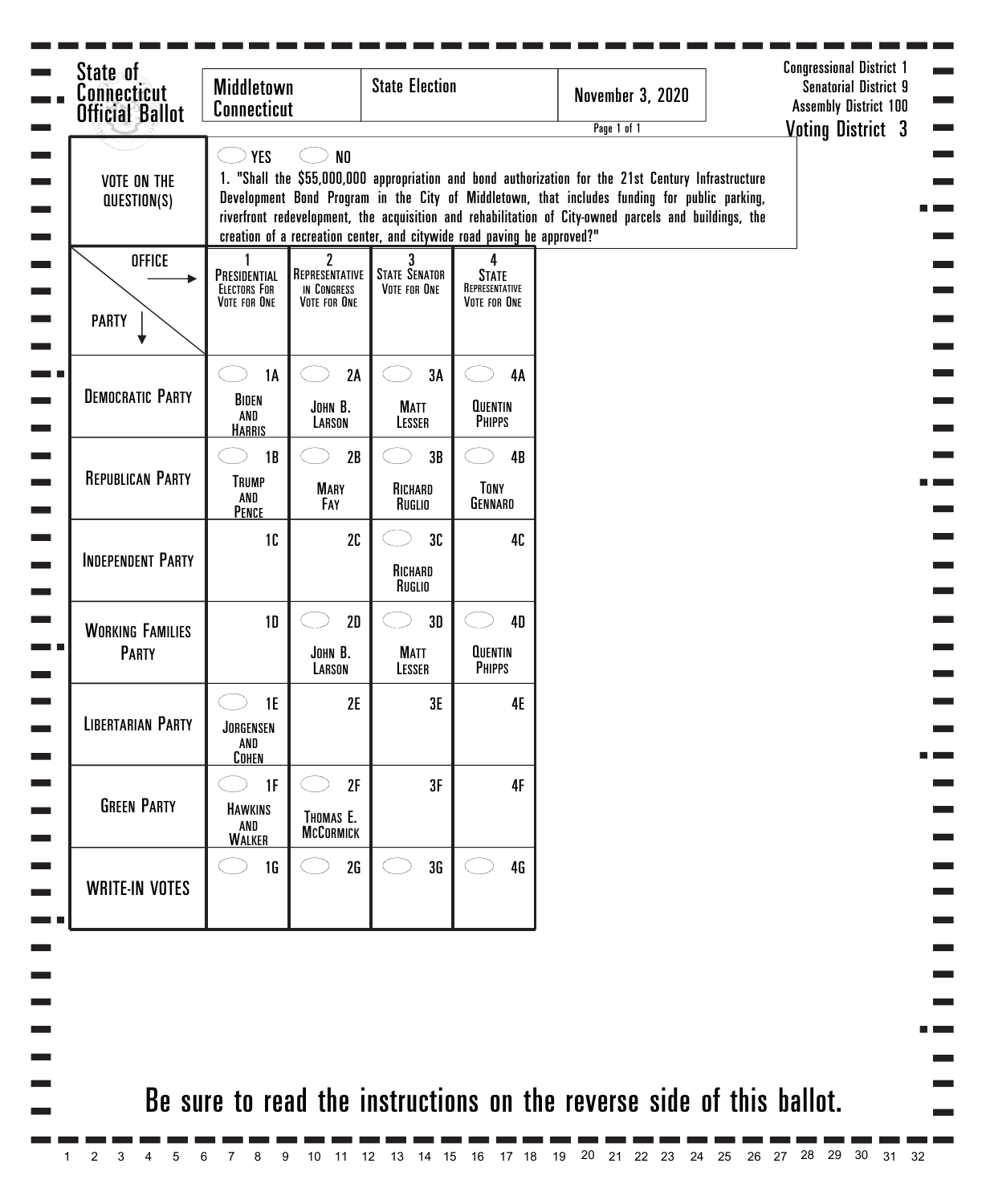State of Connecticut Official Ballot

| Middletown Connecticut | State Election | November 3, 2020 |
|---|---|---|

Congressional District 1
Senatorial District 9
Assembly District 100
Voting District 3

| VOTE ON THE QUESTION(S) | YES ◯ NO ◯ 1. "Shall the $55,000,000 appropriation and bond authorization for the 21st Century Infrastructure Development Bond Program in the City of Middletown, that includes funding for public parking, riverfront redevelopment, the acquisition and rehabilitation of City-owned parcels and buildings, the creation of a recreation center, and citywide road paving be approved?" |
|---|---|

| OFFICE → / PARTY ↓ | 1 Presidential Electors For Vote for One | 2 Representative in Congress Vote for One | 3 State Senator Vote for One | 4 State Representative Vote for One |
|---|---|---|---|---|
| Democratic Party | 1A Biden and Harris | 2A John B. Larson | 3A Matt Lesser | 4A Quentin Phipps |
| Republican Party | 1B Trump and Pence | 2B Mary Fay | 3B Richard Ruglio | 4B Tony Gennaro |
| Independent Party | 1C | 2C | 3C Richard Ruglio | 4C |
| Working Families Party | 1D | 2D John B. Larson | 3D Matt Lesser | 4D Quentin Phipps |
| Libertarian Party | 1E Jorgensen and Cohen | 2E | 3E | 4E |
| Green Party | 1F Hawkins and Walker | 2F Thomas E. McCormick | 3F | 4F |
| WRITE-IN VOTES | 1G | 2G | 3G | 4G |

Be sure to read the instructions on the reverse side of this ballot.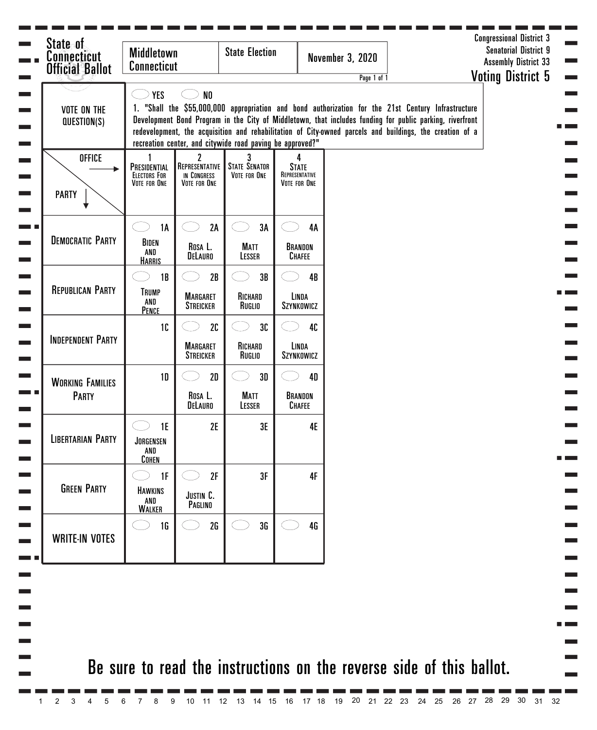State of Connecticut Official Ballot

| Middletown Connecticut | State Election | November 3, 2020 |
|---|---|---|

Congressional District 3
Senatorial District 9
Assembly District 33
**Voting District 5**

**VOTE ON THE QUESTION(S)**

YES / NO

1. "Shall the $55,000,000 appropriation and bond authorization for the 21st Century Infrastructure Development Bond Program in the City of Middletown, that includes funding for public parking, riverfront redevelopment, the acquisition and rehabilitation of City-owned parcels and buildings, the creation of a recreation center, and citywide road paving be approved?"

| OFFICE → / PARTY ↓ | 1 Presidential Electors For Vote for One | 2 Representative in Congress Vote for One | 3 State Senator Vote for One | 4 State Representative Vote for One |
|---|---|---|---|---|
| Democratic Party | 1A Biden and Harris | 2A Rosa L. DeLauro | 3A Matt Lesser | 4A Brandon Chafee |
| Republican Party | 1B Trump and Pence | 2B Margaret Streicker | 3B Richard Ruglio | 4B Linda Szynkowicz |
| Independent Party | 1C | 2C Margaret Streicker | 3C Richard Ruglio | 4C Linda Szynkowicz |
| Working Families Party | 1D | 2D Rosa L. DeLauro | 3D Matt Lesser | 4D Brandon Chafee |
| Libertarian Party | 1E Jorgensen and Cohen | 2E | 3E | 4E |
| Green Party | 1F Hawkins and Walker | 2F Justin C. Paglino | 3F | 4F |
| WRITE-IN VOTES | 1G | 2G | 3G | 4G |

**Be sure to read the instructions on the reverse side of this ballot.**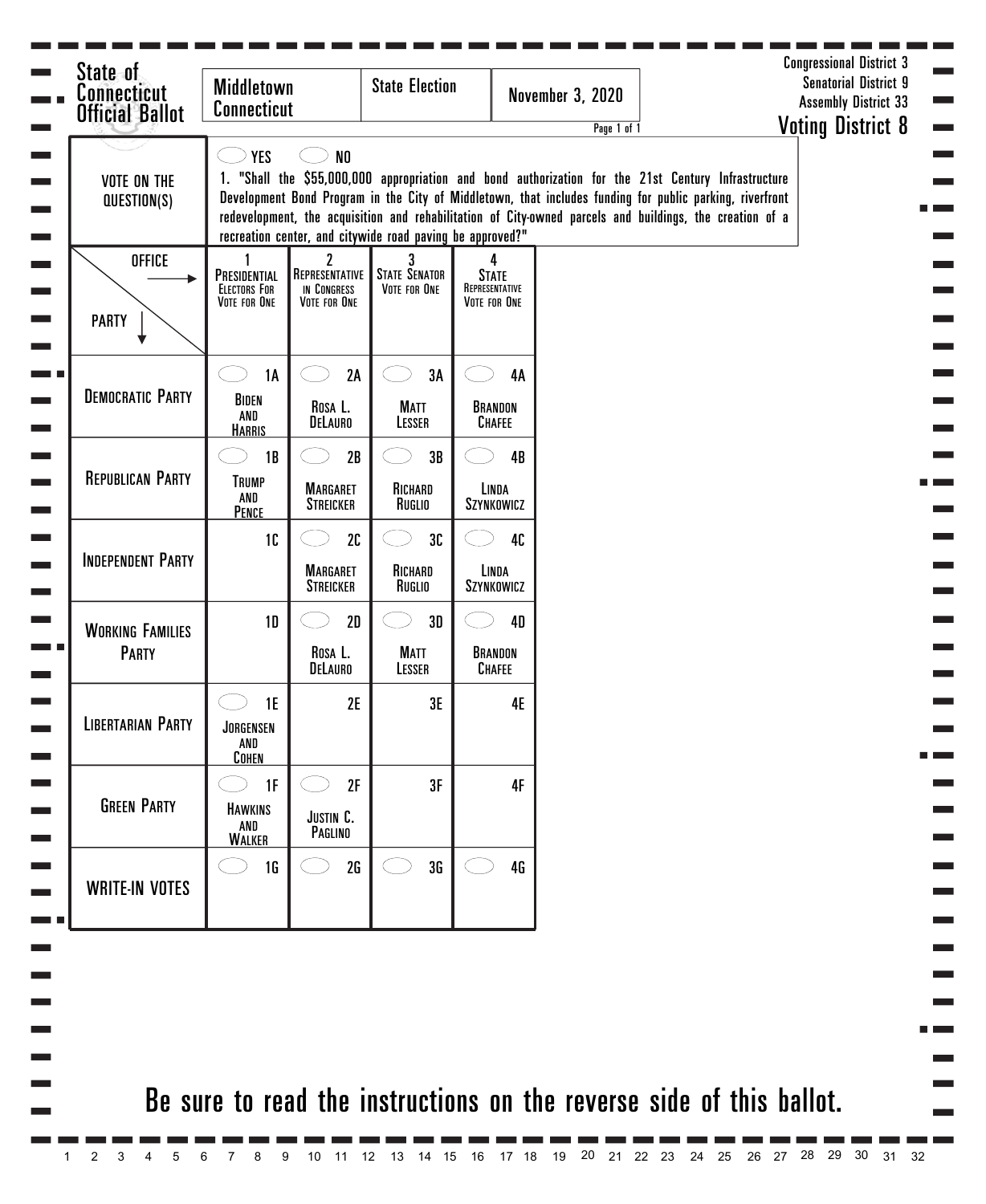# State of Connecticut Official Ballot

| Middletown Connecticut | State Election | November 3, 2020 |
|---|---|---|

Congressional District 3
Senatorial District 9
Assembly District 33

## Voting District 8

**VOTE ON THE QUESTION(S)**

◯ YES ◯ NO

1. "Shall the $55,000,000 appropriation and bond authorization for the 21st Century Infrastructure Development Bond Program in the City of Middletown, that includes funding for public parking, riverfront redevelopment, the acquisition and rehabilitation of City-owned parcels and buildings, the creation of a recreation center, and citywide road paving be approved?"

| OFFICE → / PARTY ↓ | 1 Presidential Electors For Vote for One | 2 Representative in Congress Vote for One | 3 State Senator Vote for One | 4 State Representative Vote for One |
|---|---|---|---|---|
| Democratic Party | ◯ 1A Biden and Harris | ◯ 2A Rosa L. DeLauro | ◯ 3A Matt Lesser | ◯ 4A Brandon Chafee |
| Republican Party | ◯ 1B Trump and Pence | ◯ 2B Margaret Streicker | ◯ 3B Richard Ruglio | ◯ 4B Linda Szynkowicz |
| Independent Party | 1C | ◯ 2C Margaret Streicker | ◯ 3C Richard Ruglio | ◯ 4C Linda Szynkowicz |
| Working Families Party | 1D | ◯ 2D Rosa L. DeLauro | ◯ 3D Matt Lesser | ◯ 4D Brandon Chafee |
| Libertarian Party | ◯ 1E Jorgensen and Cohen | 2E | 3E | 4E |
| Green Party | ◯ 1F Hawkins and Walker | ◯ 2F Justin C. Paglino | 3F | 4F |
| WRITE-IN VOTES | ◯ 1G | ◯ 2G | ◯ 3G | ◯ 4G |

**Be sure to read the instructions on the reverse side of this ballot.**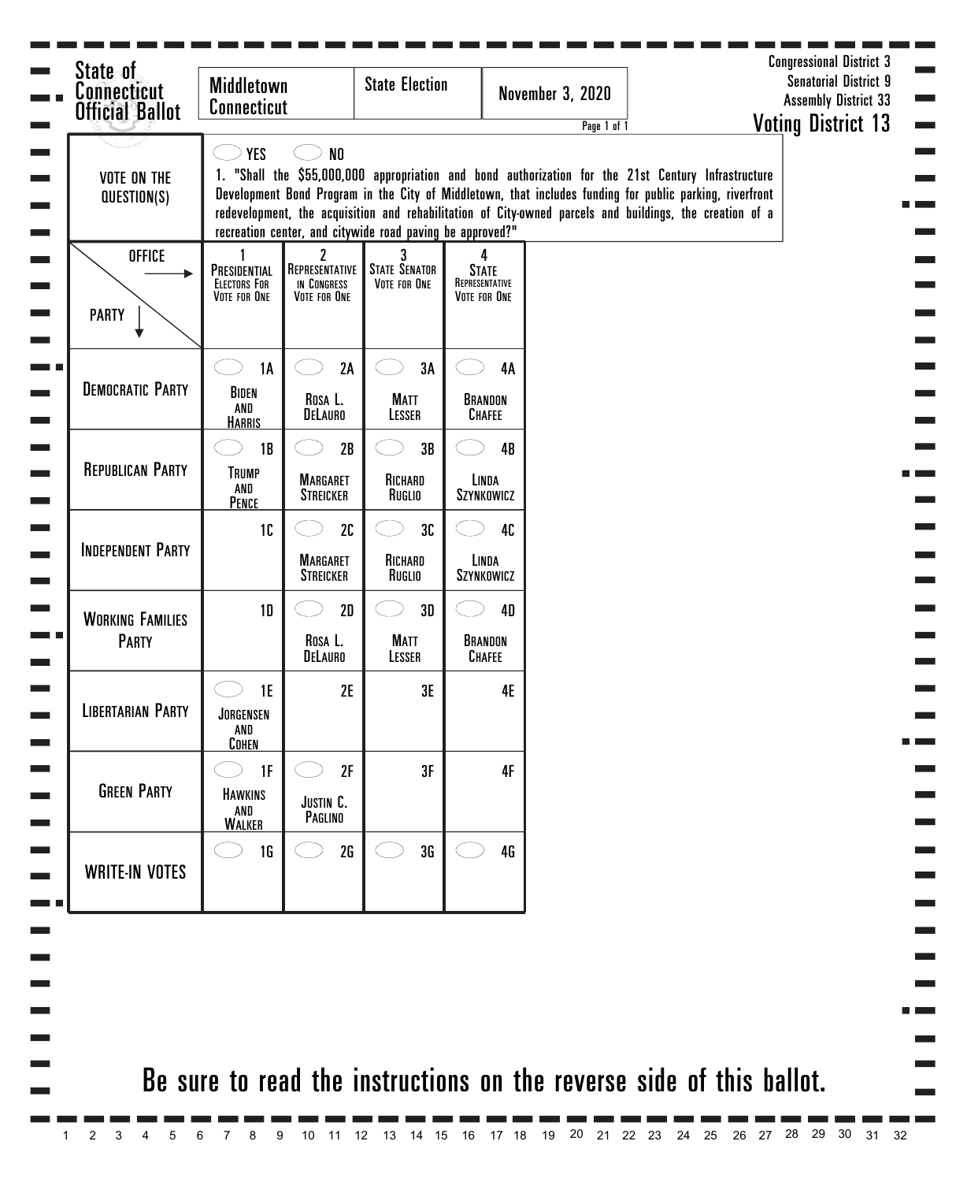State of Connecticut Official Ballot

| Middletown Connecticut | State Election | November 3, 2020 |
|---|---|---|

Congressional District 3
Senatorial District 9
Assembly District 33
**Voting District 13**

| VOTE ON THE QUESTION(S) | ◯ YES ◯ NO<br>1. "Shall the $55,000,000 appropriation and bond authorization for the 21st Century Infrastructure Development Bond Program in the City of Middletown, that includes funding for public parking, riverfront redevelopment, the acquisition and rehabilitation of City-owned parcels and buildings, the creation of a recreation center, and citywide road paving be approved?" |
|---|---|

| OFFICE → / PARTY ↓ | 1 PRESIDENTIAL ELECTORS FOR VOTE FOR ONE | 2 REPRESENTATIVE IN CONGRESS VOTE FOR ONE | 3 STATE SENATOR VOTE FOR ONE | 4 STATE REPRESENTATIVE VOTE FOR ONE |
|---|---|---|---|---|
| DEMOCRATIC PARTY | ◯ 1A BIDEN AND HARRIS | ◯ 2A ROSA L. DELAURO | ◯ 3A MATT LESSER | ◯ 4A BRANDON CHAFEE |
| REPUBLICAN PARTY | ◯ 1B TRUMP AND PENCE | ◯ 2B MARGARET STREICKER | ◯ 3B RICHARD RUGLIO | ◯ 4B LINDA SZYNKOWICZ |
| INDEPENDENT PARTY | 1C | ◯ 2C MARGARET STREICKER | ◯ 3C RICHARD RUGLIO | ◯ 4C LINDA SZYNKOWICZ |
| WORKING FAMILIES PARTY | 1D | ◯ 2D ROSA L. DELAURO | ◯ 3D MATT LESSER | ◯ 4D BRANDON CHAFEE |
| LIBERTARIAN PARTY | ◯ 1E JORGENSEN AND COHEN | 2E | 3E | 4E |
| GREEN PARTY | ◯ 1F HAWKINS AND WALKER | ◯ 2F JUSTIN C. PAGLINO | 3F | 4F |
| WRITE-IN VOTES | ◯ 1G | ◯ 2G | ◯ 3G | ◯ 4G |

**Be sure to read the instructions on the reverse side of this ballot.**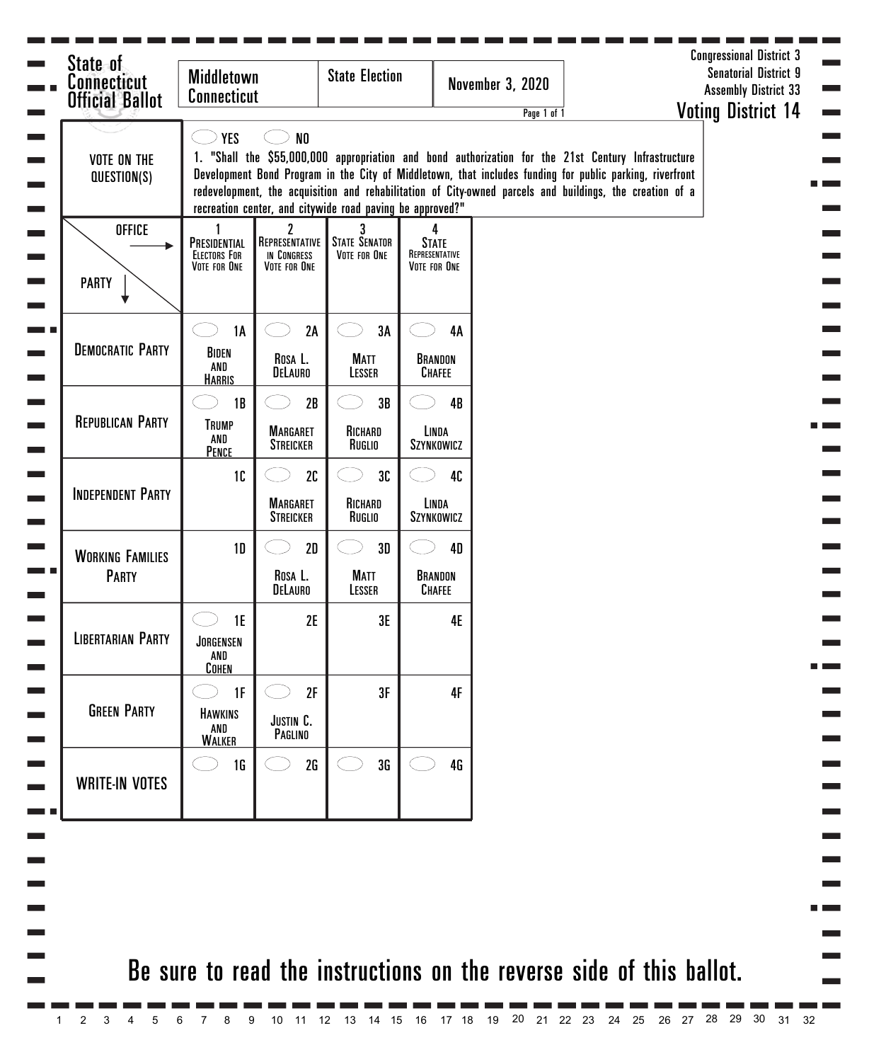State of Connecticut Official Ballot

| Middletown Connecticut | State Election | November 3, 2020 |
|---|---|---|

Congressional District 3
Senatorial District 9
Assembly District 33

## Voting District 14

**VOTE ON THE QUESTION(S)**

◯ YES ◯ NO

1. "Shall the $55,000,000 appropriation and bond authorization for the 21st Century Infrastructure Development Bond Program in the City of Middletown, that includes funding for public parking, riverfront redevelopment, the acquisition and rehabilitation of City-owned parcels and buildings, the creation of a recreation center, and citywide road paving be approved?"

| OFFICE → / PARTY ↓ | 1 PRESIDENTIAL ELECTORS FOR VOTE FOR ONE | 2 REPRESENTATIVE IN CONGRESS VOTE FOR ONE | 3 STATE SENATOR VOTE FOR ONE | 4 STATE REPRESENTATIVE VOTE FOR ONE |
|---|---|---|---|---|
| DEMOCRATIC PARTY | ◯ 1A BIDEN AND HARRIS | ◯ 2A ROSA L. DELAURO | ◯ 3A MATT LESSER | ◯ 4A BRANDON CHAFEE |
| REPUBLICAN PARTY | ◯ 1B TRUMP AND PENCE | ◯ 2B MARGARET STREICKER | ◯ 3B RICHARD RUGLIO | ◯ 4B LINDA SZYNKOWICZ |
| INDEPENDENT PARTY | 1C | ◯ 2C MARGARET STREICKER | ◯ 3C RICHARD RUGLIO | ◯ 4C LINDA SZYNKOWICZ |
| WORKING FAMILIES PARTY | 1D | ◯ 2D ROSA L. DELAURO | ◯ 3D MATT LESSER | ◯ 4D BRANDON CHAFEE |
| LIBERTARIAN PARTY | ◯ 1E JORGENSEN AND COHEN | 2E | 3E | 4E |
| GREEN PARTY | ◯ 1F HAWKINS AND WALKER | ◯ 2F JUSTIN C. PAGLINO | 3F | 4F |
| WRITE-IN VOTES | ◯ 1G | ◯ 2G | ◯ 3G | ◯ 4G |

**Be sure to read the instructions on the reverse side of this ballot.**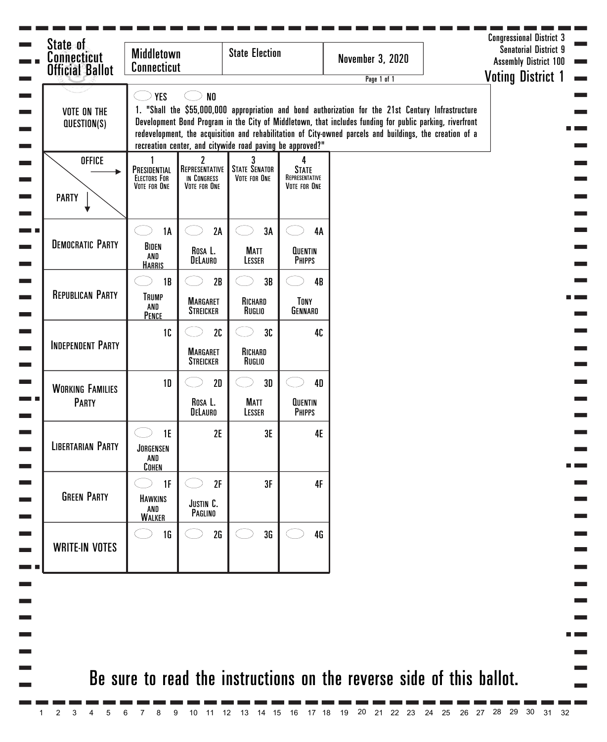# State of Connecticut Official Ballot

| Middletown Connecticut | State Election | November 3, 2020 |
|---|---|---|

Congressional District 3
Senatorial District 9
Assembly District 100

## Voting District 1

Page 1 of 1

**VOTE ON THE QUESTION(S)**

YES NO

1. "Shall the $55,000,000 appropriation and bond authorization for the 21st Century Infrastructure Development Bond Program in the City of Middletown, that includes funding for public parking, riverfront redevelopment, the acquisition and rehabilitation of City-owned parcels and buildings, the creation of a recreation center, and citywide road paving be approved?"

| OFFICE → / PARTY ↓ | 1 Presidential Electors For Vote for One | 2 Representative in Congress Vote for One | 3 State Senator Vote for One | 4 State Representative Vote for One |
|---|---|---|---|---|
| Democratic Party | 1A Biden and Harris | 2A Rosa L. DeLauro | 3A Matt Lesser | 4A Quentin Phipps |
| Republican Party | 1B Trump and Pence | 2B Margaret Streicker | 3B Richard Ruglio | 4B Tony Gennaro |
| Independent Party | 1C | 2C Margaret Streicker | 3C Richard Ruglio | 4C |
| Working Families Party | 1D | 2D Rosa L. DeLauro | 3D Matt Lesser | 4D Quentin Phipps |
| Libertarian Party | 1E Jorgensen and Cohen | 2E | 3E | 4E |
| Green Party | 1F Hawkins and Walker | 2F Justin C. Paglino | 3F | 4F |
| WRITE-IN VOTES | 1G | 2G | 3G | 4G |

**Be sure to read the instructions on the reverse side of this ballot.**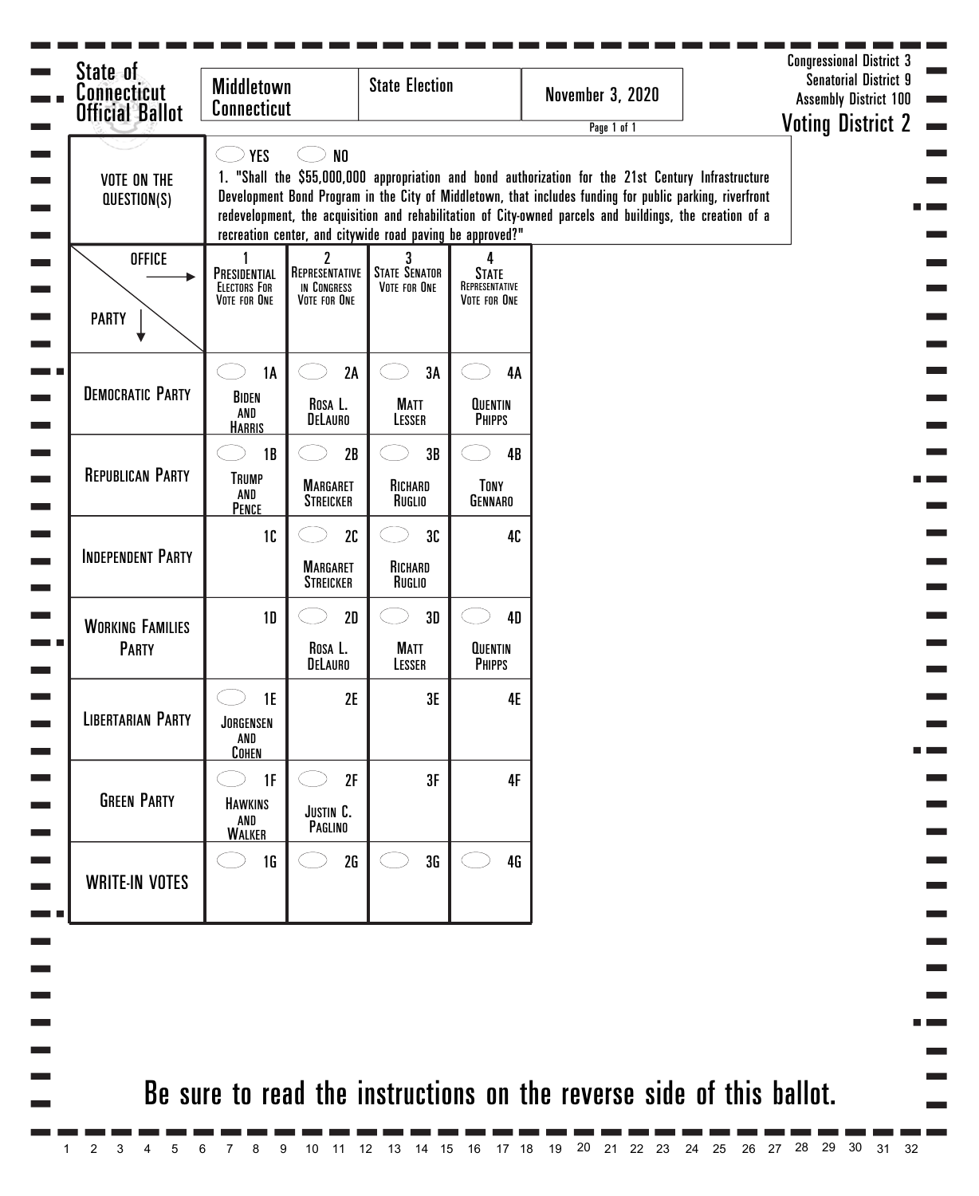# State of Connecticut Official Ballot

| Middletown Connecticut | State Election | November 3, 2020 |
| --- | --- | --- |

Congressional District 3
Senatorial District 9
Assembly District 100
**Voting District 2**

## VOTE ON THE QUESTION(S)

◯ YES ◯ NO

1. "Shall the $55,000,000 appropriation and bond authorization for the 21st Century Infrastructure Development Bond Program in the City of Middletown, that includes funding for public parking, riverfront redevelopment, the acquisition and rehabilitation of City-owned parcels and buildings, the creation of a recreation center, and citywide road paving be approved?"

| OFFICE → / PARTY ↓ | 1 Presidential Electors For Vote for One | 2 Representative in Congress Vote for One | 3 State Senator Vote for One | 4 State Representative Vote for One |
| --- | --- | --- | --- | --- |
| Democratic Party | ◯ 1A Biden and Harris | ◯ 2A Rosa L. DeLauro | ◯ 3A Matt Lesser | ◯ 4A Quentin Phipps |
| Republican Party | ◯ 1B Trump and Pence | ◯ 2B Margaret Streicker | ◯ 3B Richard Ruglio | ◯ 4B Tony Gennaro |
| Independent Party | 1C | ◯ 2C Margaret Streicker | ◯ 3C Richard Ruglio | 4C |
| Working Families Party | 1D | ◯ 2D Rosa L. DeLauro | ◯ 3D Matt Lesser | ◯ 4D Quentin Phipps |
| Libertarian Party | ◯ 1E Jorgensen and Cohen | 2E | 3E | 4E |
| Green Party | ◯ 1F Hawkins and Walker | ◯ 2F Justin C. Paglino | 3F | 4F |
| Write-in Votes | ◯ 1G | ◯ 2G | ◯ 3G | ◯ 4G |

**Be sure to read the instructions on the reverse side of this ballot.**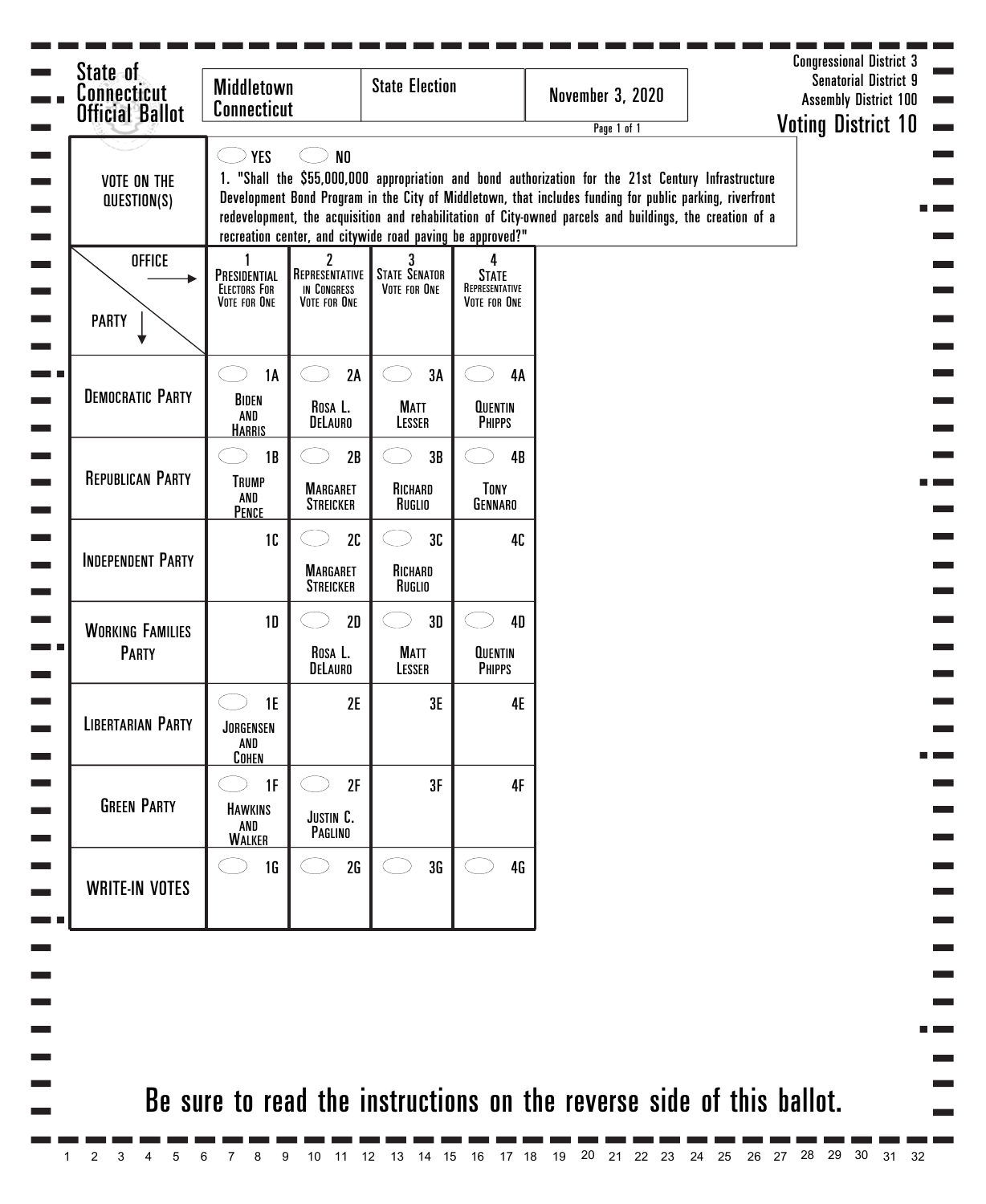# State of Connecticut Official Ballot

| Middletown Connecticut | State Election | November 3, 2020 |
| --- | --- | --- |

Congressional District 3
Senatorial District 9
Assembly District 100

## Voting District 10

**VOTE ON THE QUESTION(S)**

YES NO

1. "Shall the $55,000,000 appropriation and bond authorization for the 21st Century Infrastructure Development Bond Program in the City of Middletown, that includes funding for public parking, riverfront redevelopment, the acquisition and rehabilitation of City-owned parcels and buildings, the creation of a recreation center, and citywide road paving be approved?"

| OFFICE → / PARTY ↓ | 1 Presidential Electors For Vote for One | 2 Representative in Congress Vote for One | 3 State Senator Vote for One | 4 State Representative Vote for One |
| --- | --- | --- | --- | --- |
| Democratic Party | 1A Biden and Harris | 2A Rosa L. DeLauro | 3A Matt Lesser | 4A Quentin Phipps |
| Republican Party | 1B Trump and Pence | 2B Margaret Streicker | 3B Richard Ruglio | 4B Tony Gennaro |
| Independent Party | 1C | 2C Margaret Streicker | 3C Richard Ruglio | 4C |
| Working Families Party | 1D | 2D Rosa L. DeLauro | 3D Matt Lesser | 4D Quentin Phipps |
| Libertarian Party | 1E Jorgensen and Cohen | 2E | 3E | 4E |
| Green Party | 1F Hawkins and Walker | 2F Justin C. Paglino | 3F | 4F |
| WRITE-IN VOTES | 1G | 2G | 3G | 4G |

**Be sure to read the instructions on the reverse side of this ballot.**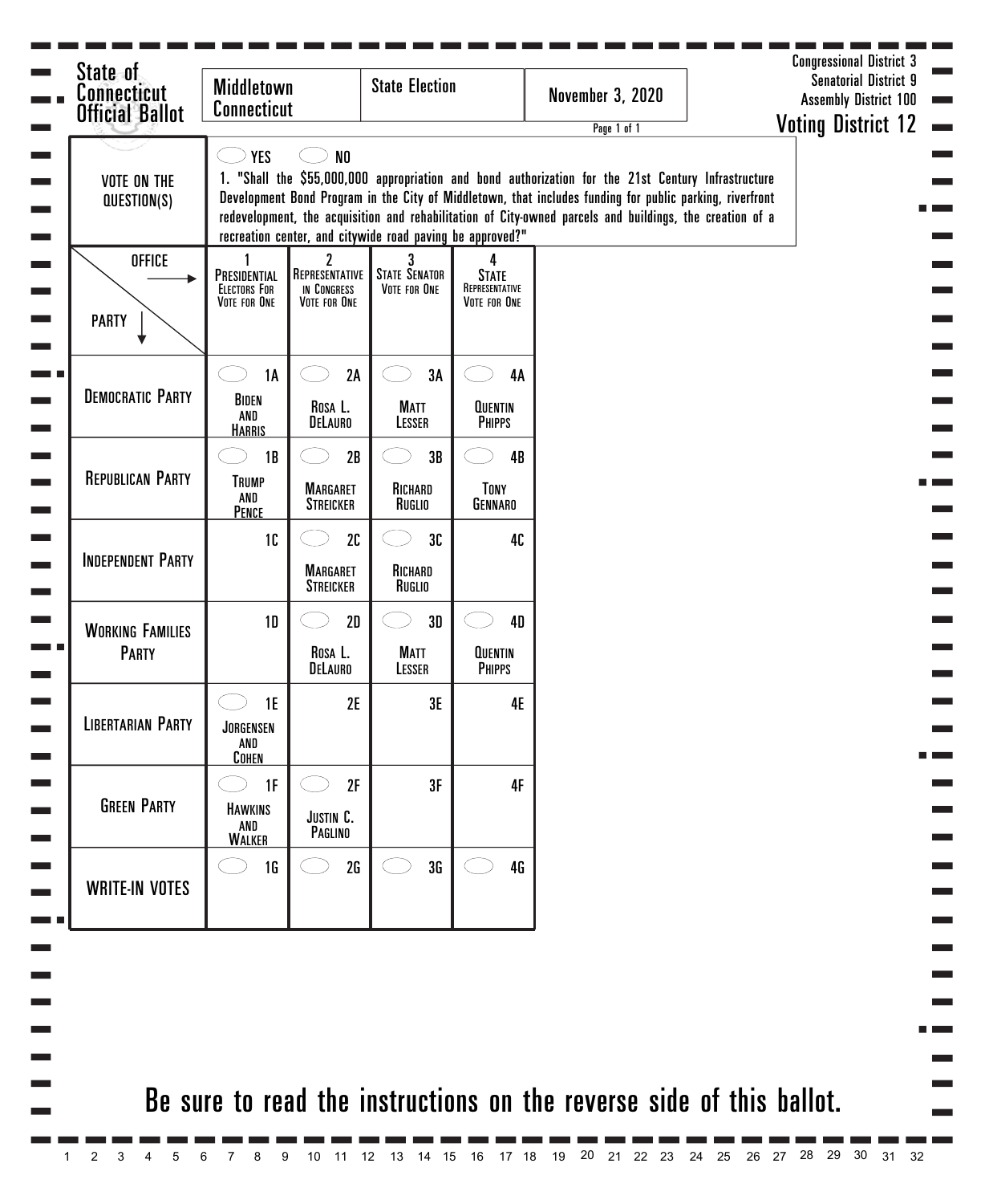# State of Connecticut Official Ballot

| Middletown Connecticut | State Election | November 3, 2020 |
|---|---|---|

Congressional District 3
Senatorial District 9
Assembly District 100

## Voting District 12

**VOTE ON THE QUESTION(S)**

YES NO

1. "Shall the $55,000,000 appropriation and bond authorization for the 21st Century Infrastructure Development Bond Program in the City of Middletown, that includes funding for public parking, riverfront redevelopment, the acquisition and rehabilitation of City-owned parcels and buildings, the creation of a recreation center, and citywide road paving be approved?"

| OFFICE → / PARTY ↓ | 1 PRESIDENTIAL ELECTORS FOR VOTE FOR ONE | 2 REPRESENTATIVE IN CONGRESS VOTE FOR ONE | 3 STATE SENATOR VOTE FOR ONE | 4 STATE REPRESENTATIVE VOTE FOR ONE |
|---|---|---|---|---|
| DEMOCRATIC PARTY | 1A BIDEN AND HARRIS | 2A ROSA L. DELAURO | 3A MATT LESSER | 4A QUENTIN PHIPPS |
| REPUBLICAN PARTY | 1B TRUMP AND PENCE | 2B MARGARET STREICKER | 3B RICHARD RUGLIO | 4B TONY GENNARO |
| INDEPENDENT PARTY | 1C | 2C MARGARET STREICKER | 3C RICHARD RUGLIO | 4C |
| WORKING FAMILIES PARTY | 1D | 2D ROSA L. DELAURO | 3D MATT LESSER | 4D QUENTIN PHIPPS |
| LIBERTARIAN PARTY | 1E JORGENSEN AND COHEN | 2E | 3E | 4E |
| GREEN PARTY | 1F HAWKINS AND WALKER | 2F JUSTIN C. PAGLINO | 3F | 4F |
| WRITE-IN VOTES | 1G | 2G | 3G | 4G |

**Be sure to read the instructions on the reverse side of this ballot.**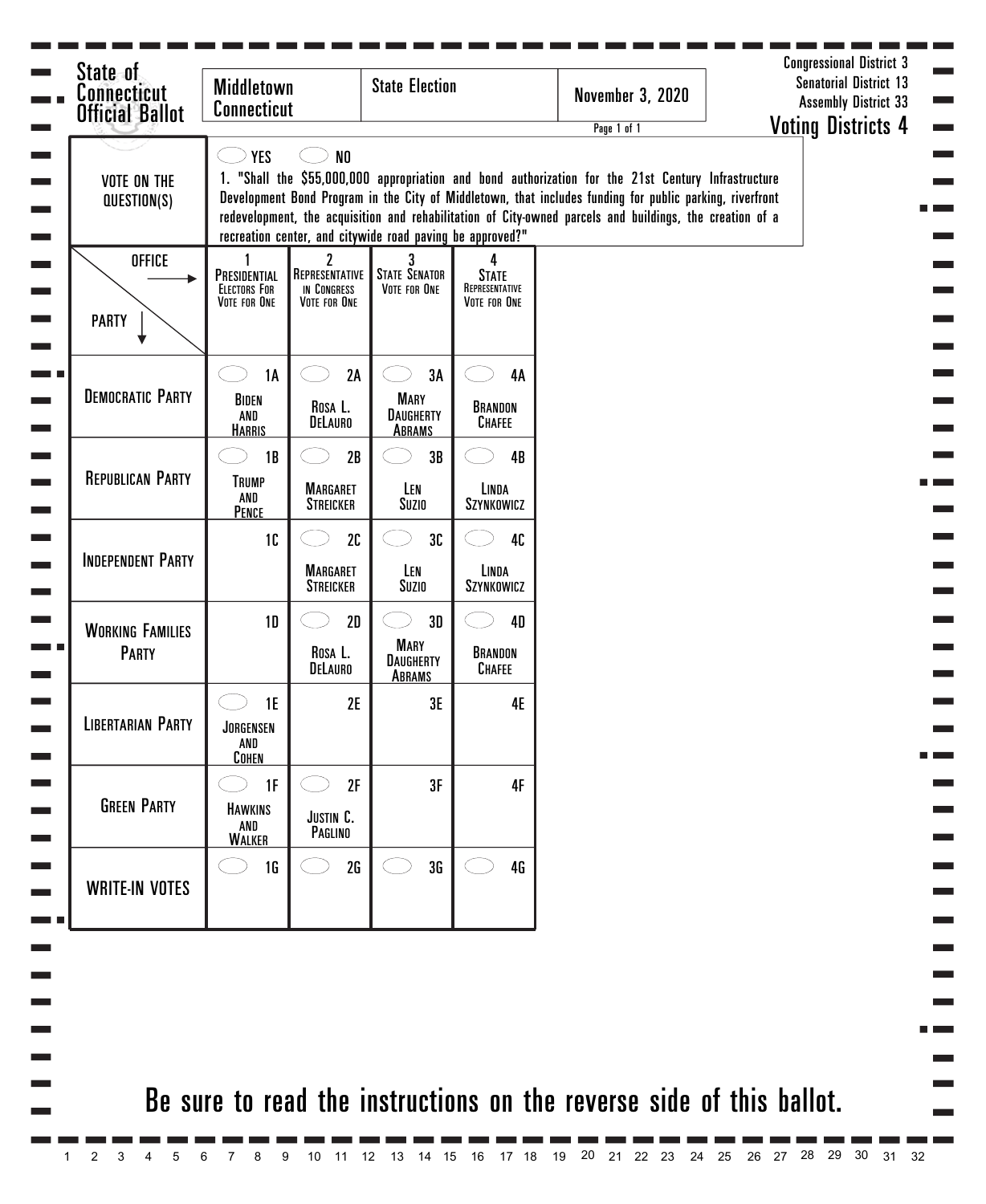# State of Connecticut Official Ballot

| Middletown Connecticut | State Election | November 3, 2020 |
|---|---|---|

Congressional District 3
Senatorial District 13
Assembly District 33
**Voting Districts 4**

## VOTE ON THE QUESTION(S)

YES / NO

1. "Shall the $55,000,000 appropriation and bond authorization for the 21st Century Infrastructure Development Bond Program in the City of Middletown, that includes funding for public parking, riverfront redevelopment, the acquisition and rehabilitation of City-owned parcels and buildings, the creation of a recreation center, and citywide road paving be approved?"

| OFFICE → / PARTY ↓ | 1 Presidential Electors For Vote for One | 2 Representative in Congress Vote for One | 3 State Senator Vote for One | 4 State Representative Vote for One |
|---|---|---|---|---|
| Democratic Party | 1A Biden and Harris | 2A Rosa L. DeLauro | 3A Mary Daugherty Abrams | 4A Brandon Chafee |
| Republican Party | 1B Trump and Pence | 2B Margaret Streicker | 3B Len Suzio | 4B Linda Szynkowicz |
| Independent Party | 1C | 2C Margaret Streicker | 3C Len Suzio | 4C Linda Szynkowicz |
| Working Families Party | 1D | 2D Rosa L. DeLauro | 3D Mary Daugherty Abrams | 4D Brandon Chafee |
| Libertarian Party | 1E Jorgensen and Cohen | 2E | 3E | 4E |
| Green Party | 1F Hawkins and Walker | 2F Justin C. Paglino | 3F | 4F |
| Write-In Votes | 1G | 2G | 3G | 4G |

**Be sure to read the instructions on the reverse side of this ballot.**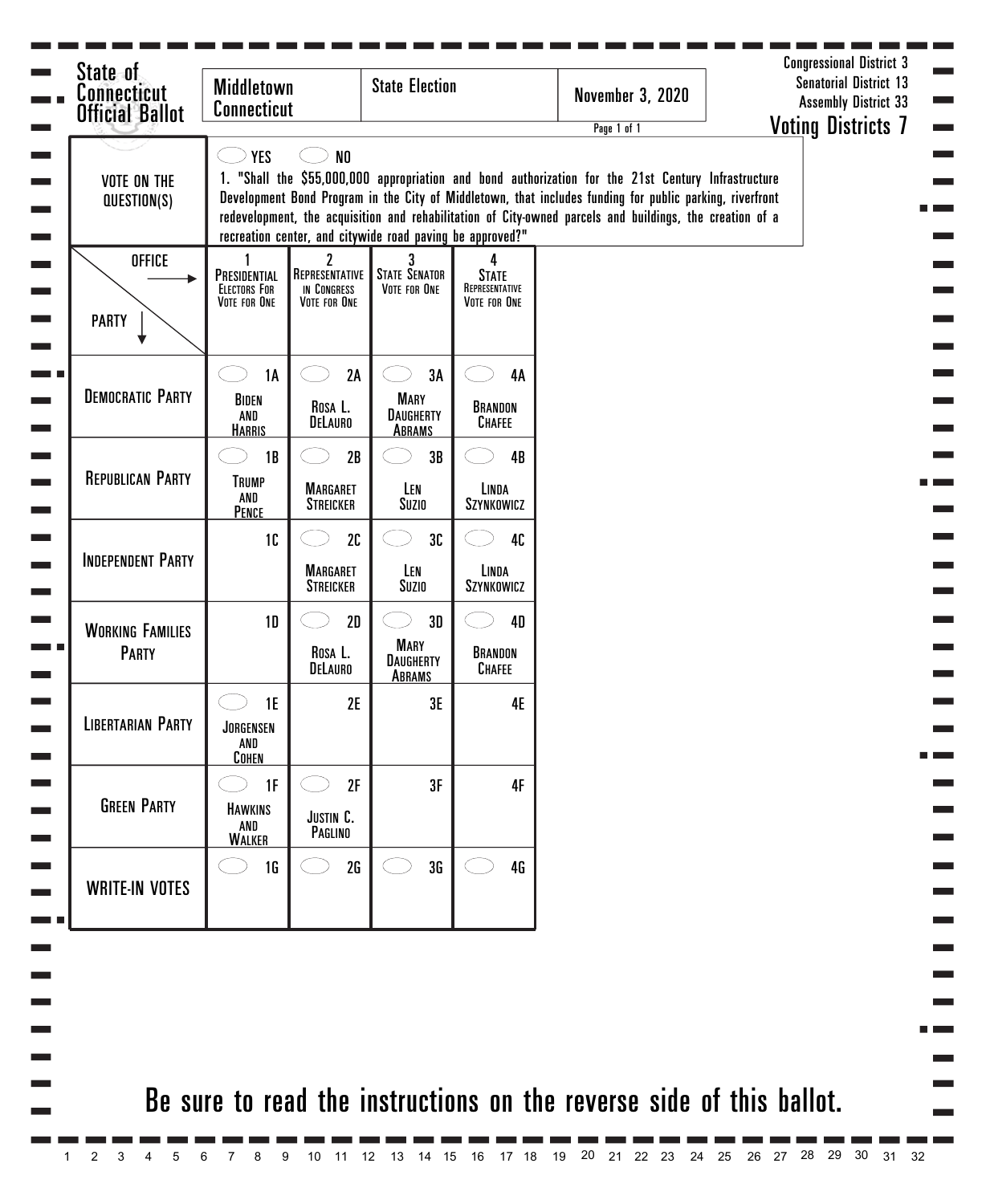**State of Connecticut Official Ballot**

| Middletown Connecticut | State Election | November 3, 2020 |
|---|---|---|

Congressional District 3
Senatorial District 13
Assembly District 33
**Voting Districts 7**

**VOTE ON THE QUESTION(S)**

YES NO

1. "Shall the $55,000,000 appropriation and bond authorization for the 21st Century Infrastructure Development Bond Program in the City of Middletown, that includes funding for public parking, riverfront redevelopment, the acquisition and rehabilitation of City-owned parcels and buildings, the creation of a recreation center, and citywide road paving be approved?"

| OFFICE → / PARTY ↓ | 1 Presidential Electors For Vote for One | 2 Representative in Congress Vote for One | 3 State Senator Vote for One | 4 State Representative Vote for One |
|---|---|---|---|---|
| Democratic Party | 1A Biden and Harris | 2A Rosa L. DeLauro | 3A Mary Daugherty Abrams | 4A Brandon Chafee |
| Republican Party | 1B Trump and Pence | 2B Margaret Streicker | 3B Len Suzio | 4B Linda Szynkowicz |
| Independent Party | 1C | 2C Margaret Streicker | 3C Len Suzio | 4C Linda Szynkowicz |
| Working Families Party | 1D | 2D Rosa L. DeLauro | 3D Mary Daugherty Abrams | 4D Brandon Chafee |
| Libertarian Party | 1E Jorgensen and Cohen | 2E | 3E | 4E |
| Green Party | 1F Hawkins and Walker | 2F Justin C. Paglino | 3F | 4F |
| Write-In Votes | 1G | 2G | 3G | 4G |

**Be sure to read the instructions on the reverse side of this ballot.**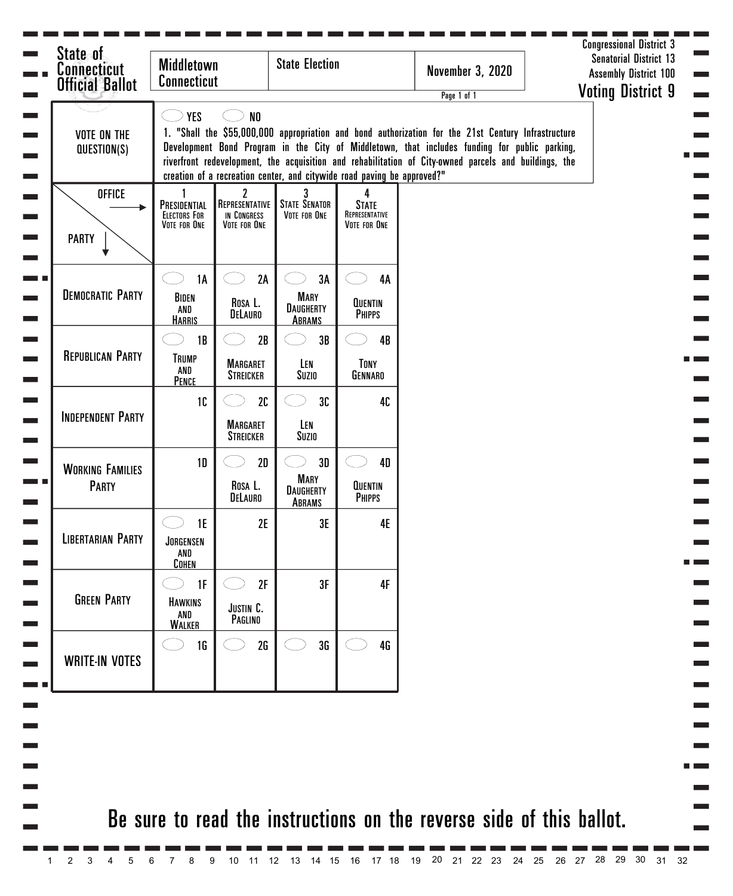**State of Connecticut Official Ballot**

| Middletown Connecticut | State Election | November 3, 2020 |
|---|---|---|

Congressional District 3
Senatorial District 13
Assembly District 100
**Voting District 9**

**VOTE ON THE QUESTION(S)**

YES NO

1. "Shall the $55,000,000 appropriation and bond authorization for the 21st Century Infrastructure Development Bond Program in the City of Middletown, that includes funding for public parking, riverfront redevelopment, the acquisition and rehabilitation of City-owned parcels and buildings, the creation of a recreation center, and citywide road paving be approved?"

| OFFICE → / PARTY ↓ | 1 Presidential Electors For Vote for One | 2 Representative in Congress Vote for One | 3 State Senator Vote for One | 4 State Representative Vote for One |
|---|---|---|---|---|
| Democratic Party | 1A Biden and Harris | 2A Rosa L. DeLauro | 3A Mary Daugherty Abrams | 4A Quentin Phipps |
| Republican Party | 1B Trump and Pence | 2B Margaret Streicker | 3B Len Suzio | 4B Tony Gennaro |
| Independent Party | 1C | 2C Margaret Streicker | 3C Len Suzio | 4C |
| Working Families Party | 1D | 2D Rosa L. DeLauro | 3D Mary Daugherty Abrams | 4D Quentin Phipps |
| Libertarian Party | 1E Jorgensen and Cohen | 2E | 3E | 4E |
| Green Party | 1F Hawkins and Walker | 2F Justin C. Paglino | 3F | 4F |
| Write-In Votes | 1G | 2G | 3G | 4G |

**Be sure to read the instructions on the reverse side of this ballot.**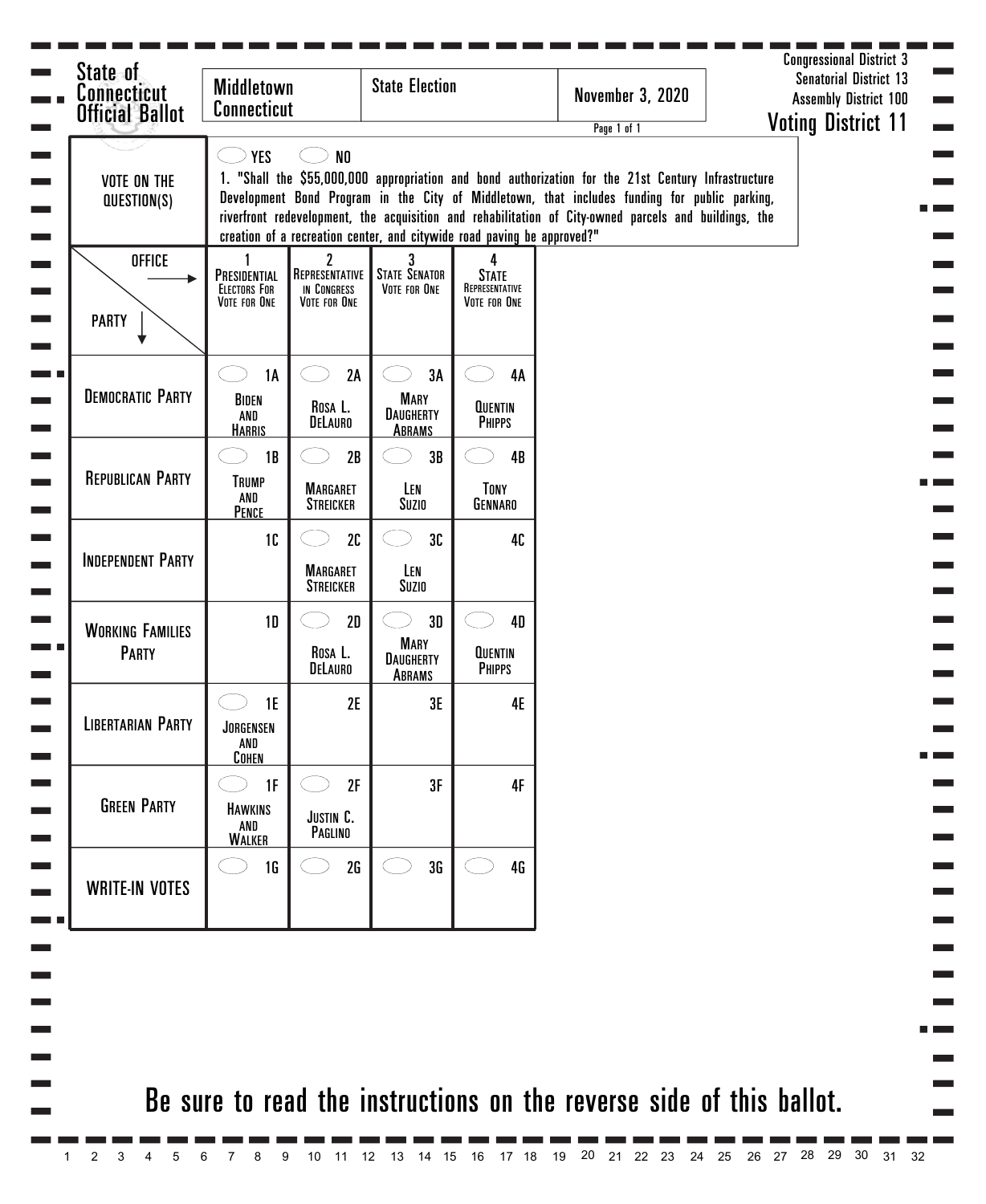State of Connecticut Official Ballot

| Middletown Connecticut | State Election | November 3, 2020 |
|---|---|---|

Congressional District 3
Senatorial District 13
Assembly District 100
**Voting District 11**

**VOTE ON THE QUESTION(S)**

YES ⬭ NO ⬭

1. "Shall the $55,000,000 appropriation and bond authorization for the 21st Century Infrastructure Development Bond Program in the City of Middletown, that includes funding for public parking, riverfront redevelopment, the acquisition and rehabilitation of City-owned parcels and buildings, the creation of a recreation center, and citywide road paving be approved?"

| OFFICE → / PARTY ↓ | 1 Presidential Electors For Vote for One | 2 Representative in Congress Vote for One | 3 State Senator Vote for One | 4 State Representative Vote for One |
|---|---|---|---|---|
| Democratic Party | 1A Biden and Harris | 2A Rosa L. DeLauro | 3A Mary Daugherty Abrams | 4A Quentin Phipps |
| Republican Party | 1B Trump and Pence | 2B Margaret Streicker | 3B Len Suzio | 4B Tony Gennaro |
| Independent Party | 1C | 2C Margaret Streicker | 3C Len Suzio | 4C |
| Working Families Party | 1D | 2D Rosa L. DeLauro | 3D Mary Daugherty Abrams | 4D Quentin Phipps |
| Libertarian Party | 1E Jorgensen and Cohen | 2E | 3E | 4E |
| Green Party | 1F Hawkins and Walker | 2F Justin C. Paglino | 3F | 4F |
| Write-In Votes | 1G | 2G | 3G | 4G |

**Be sure to read the instructions on the reverse side of this ballot.**